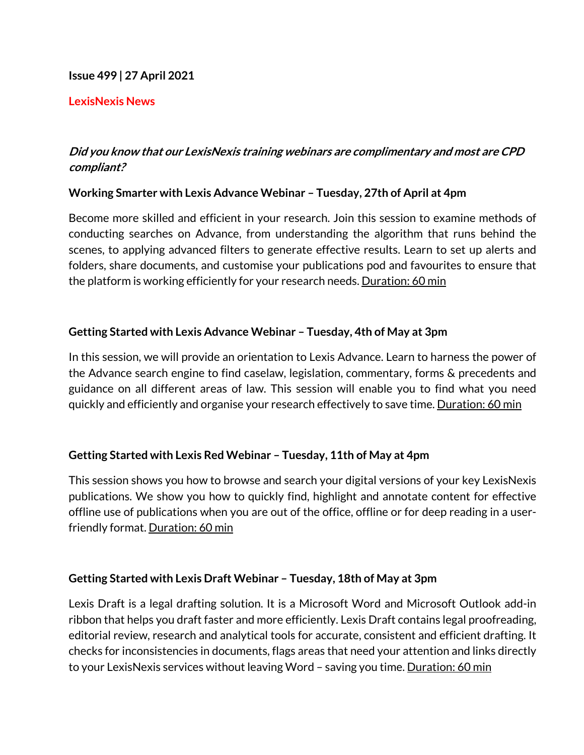**Issue 499 | 27 April 2021**

## LexisNexis News

### *Did you know that our LexisNexis training webinars are complimentary and most are CPD compliant?*

**Working Smarter with Lexis Advance Webinar – Tuesday, 27th of April at 4pm**

Become more skilled and efficient in your research. Join this session to examine methods of conducting searches on Advance, from understanding the algorithm that runs behind the scenes, to applying advanced filters to generate effective results. Learn to set up alerts and folders, share documents, and customise your publications pod and favourites to ensure that the platform is working efficiently for your research needs. Duration: 60 min

**Getting Started with Lexis Advance Webinar – Tuesday, 4th of May at 3pm**

In this session, we will provide an orientation to Lexis Advance. Learn to harness the power of the Advance search engine to find caselaw, legislation, commentary, forms & precedents and guidance on all different areas of law. This session will enable you to find what you need quickly and efficiently and organise your research effectively to save time. Duration: 60 min

**Getting Started with Lexis Red Webinar – Tuesday, 11th of May at 4pm**

This session shows you how to browse and search your digital versions of your key LexisNexis publications. We show you how to quickly find, highlight and annotate content for effective offline use of publications when you are out of the office, offline or for deep reading in a user-friendly format. Duration: 60 min

**Getting Started with Lexis Draft Webinar – Tuesday, 18th of May at 3pm**

Lexis Draft is a legal drafting solution. It is a Microsoft Word and Microsoft Outlook add-in ribbon that helps you draft faster and more efficiently. Lexis Draft contains legal proofreading, editorial review, research and analytical tools for accurate, consistent and efficient drafting. It checks for inconsistencies in documents, flags areas that need your attention and links directly to your LexisNexis services without leaving Word – saving you time. Duration: 60 min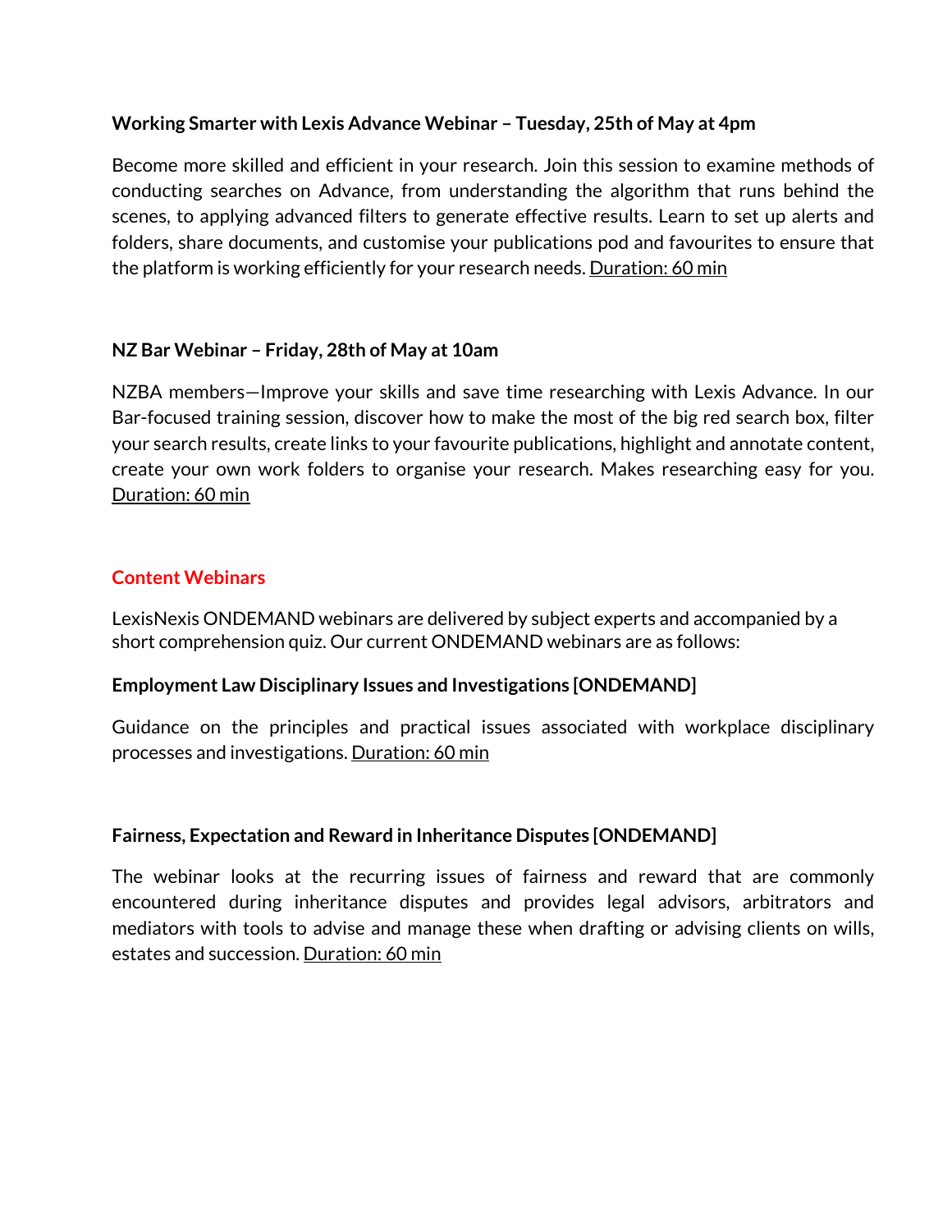**Working Smarter with Lexis Advance Webinar – Tuesday, 25th of May at 4pm**

Become more skilled and efficient in your research. Join this session to examine methods of conducting searches on Advance, from understanding the algorithm that runs behind the scenes, to applying advanced filters to generate effective results. Learn to set up alerts and folders, share documents, and customise your publications pod and favourites to ensure that the platform is working efficiently for your research needs. Duration: 60 min

**NZ Bar Webinar – Friday, 28th of May at 10am**

NZBA members—Improve your skills and save time researching with Lexis Advance. In our Bar-focused training session, discover how to make the most of the big red search box, filter your search results, create links to your favourite publications, highlight and annotate content, create your own work folders to organise your research. Makes researching easy for you. Duration: 60 min

## Content Webinars

LexisNexis ONDEMAND webinars are delivered by subject experts and accompanied by a short comprehension quiz. Our current ONDEMAND webinars are as follows:

**Employment Law Disciplinary Issues and Investigations [ONDEMAND]**

Guidance on the principles and practical issues associated with workplace disciplinary processes and investigations. Duration: 60 min

**Fairness, Expectation and Reward in Inheritance Disputes [ONDEMAND]**

The webinar looks at the recurring issues of fairness and reward that are commonly encountered during inheritance disputes and provides legal advisors, arbitrators and mediators with tools to advise and manage these when drafting or advising clients on wills, estates and succession. Duration: 60 min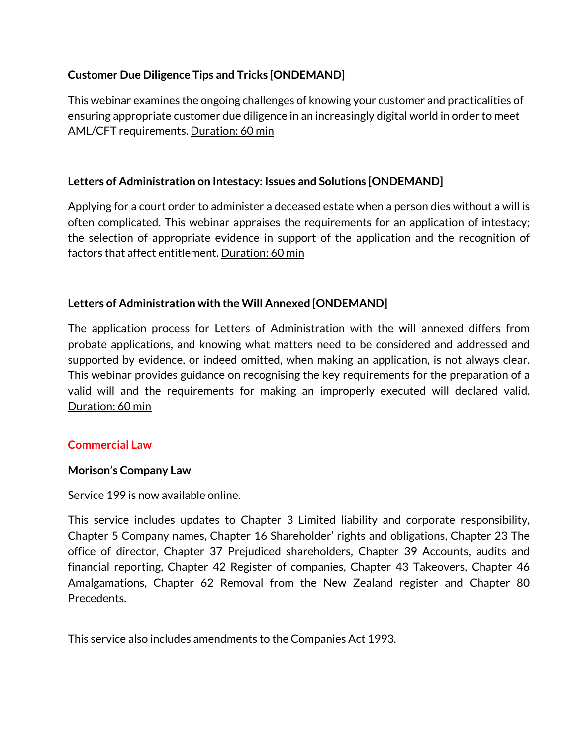**Customer Due Diligence Tips and Tricks [ONDEMAND]**

This webinar examines the ongoing challenges of knowing your customer and practicalities of ensuring appropriate customer due diligence in an increasingly digital world in order to meet AML/CFT requirements. Duration: 60 min

**Letters of Administration on Intestacy: Issues and Solutions [ONDEMAND]**

Applying for a court order to administer a deceased estate when a person dies without a will is often complicated. This webinar appraises the requirements for an application of intestacy; the selection of appropriate evidence in support of the application and the recognition of factors that affect entitlement. Duration: 60 min

**Letters of Administration with the Will Annexed [ONDEMAND]**

The application process for Letters of Administration with the will annexed differs from probate applications, and knowing what matters need to be considered and addressed and supported by evidence, or indeed omitted, when making an application, is not always clear. This webinar provides guidance on recognising the key requirements for the preparation of a valid will and the requirements for making an improperly executed will declared valid. Duration: 60 min

## Commercial Law

**Morison's Company Law**

Service 199 is now available online.

This service includes updates to Chapter 3 Limited liability and corporate responsibility, Chapter 5 Company names, Chapter 16 Shareholder' rights and obligations, Chapter 23 The office of director, Chapter 37 Prejudiced shareholders, Chapter 39 Accounts, audits and financial reporting, Chapter 42 Register of companies, Chapter 43 Takeovers, Chapter 46 Amalgamations, Chapter 62 Removal from the New Zealand register and Chapter 80 Precedents.

This service also includes amendments to the Companies Act 1993.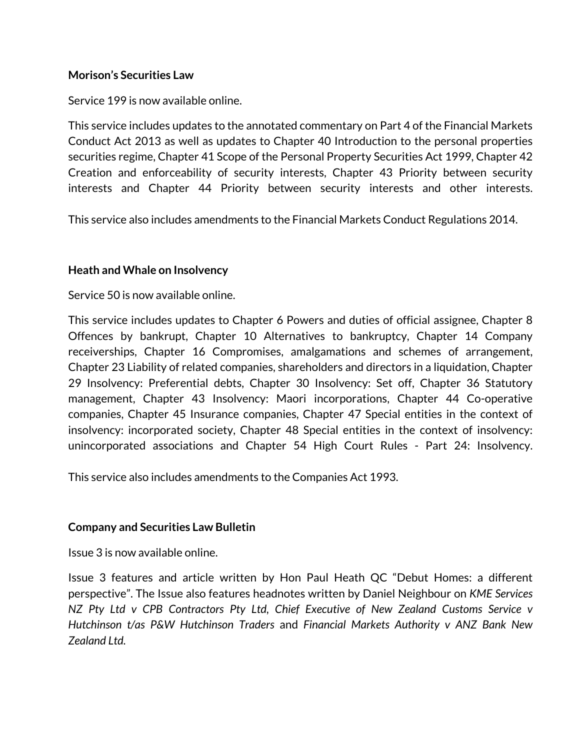**Morison's Securities Law**

Service 199 is now available online.

This service includes updates to the annotated commentary on Part 4 of the Financial Markets Conduct Act 2013 as well as updates to Chapter 40 Introduction to the personal properties securities regime, Chapter 41 Scope of the Personal Property Securities Act 1999, Chapter 42 Creation and enforceability of security interests, Chapter 43 Priority between security interests and Chapter 44 Priority between security interests and other interests.

This service also includes amendments to the Financial Markets Conduct Regulations 2014.

**Heath and Whale on Insolvency**

Service 50 is now available online.

This service includes updates to Chapter 6 Powers and duties of official assignee, Chapter 8 Offences by bankrupt, Chapter 10 Alternatives to bankruptcy, Chapter 14 Company receiverships, Chapter 16 Compromises, amalgamations and schemes of arrangement, Chapter 23 Liability of related companies, shareholders and directors in a liquidation, Chapter 29 Insolvency: Preferential debts, Chapter 30 Insolvency: Set off, Chapter 36 Statutory management, Chapter 43 Insolvency: Maori incorporations, Chapter 44 Co-operative companies, Chapter 45 Insurance companies, Chapter 47 Special entities in the context of insolvency: incorporated society, Chapter 48 Special entities in the context of insolvency: unincorporated associations and Chapter 54 High Court Rules - Part 24: Insolvency.

This service also includes amendments to the Companies Act 1993.

**Company and Securities Law Bulletin**

Issue 3 is now available online.

Issue 3 features and article written by Hon Paul Heath QC "Debut Homes: a different perspective". The Issue also features headnotes written by Daniel Neighbour on *KME Services NZ Pty Ltd v CPB Contractors Pty Ltd*, *Chief Executive of New Zealand Customs Service v Hutchinson t/as P&W Hutchinson Traders* and *Financial Markets Authority v ANZ Bank New Zealand Ltd.*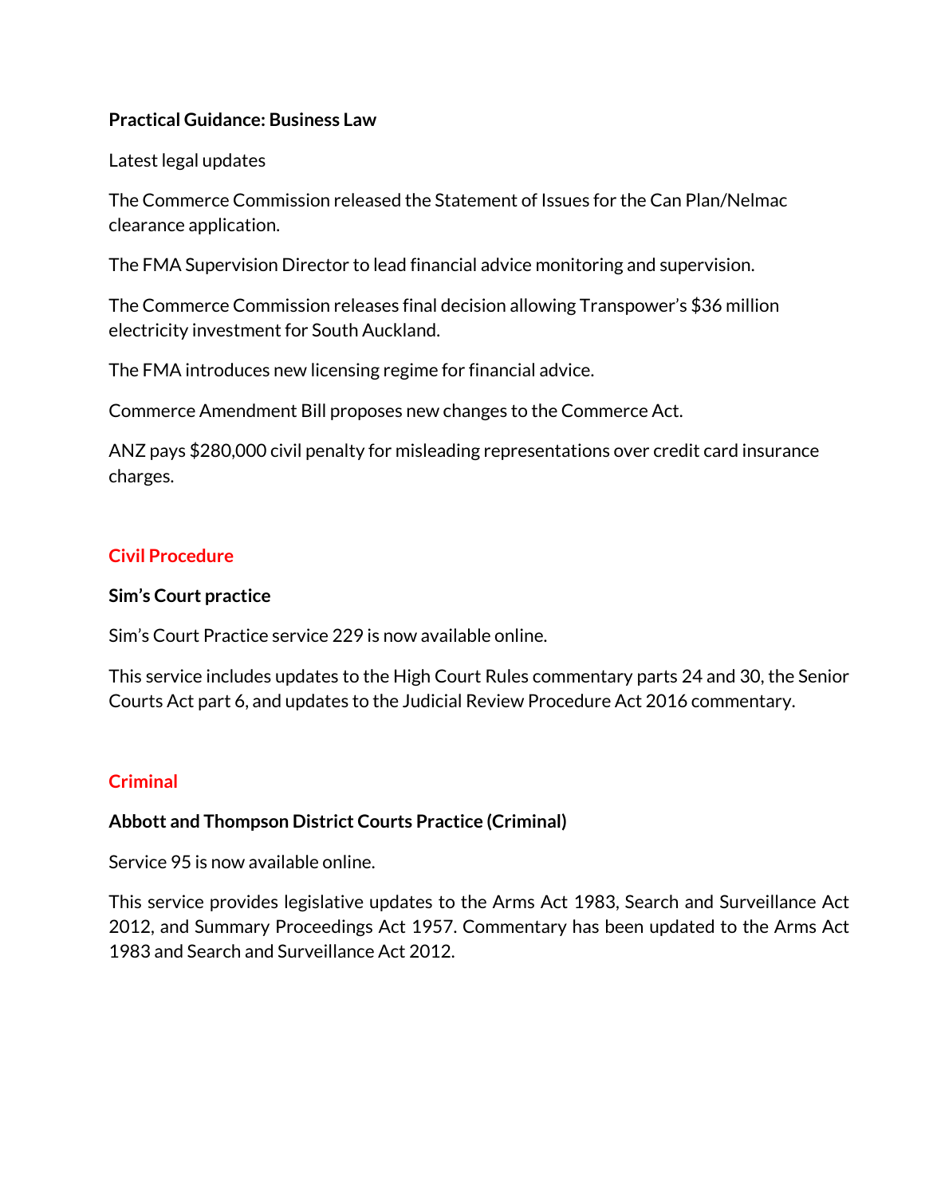**Practical Guidance: Business Law**

Latest legal updates

The Commerce Commission released the Statement of Issues for the Can Plan/Nelmac clearance application.

The FMA Supervision Director to lead financial advice monitoring and supervision.

The Commerce Commission releases final decision allowing Transpower's $36 million electricity investment for South Auckland.

The FMA introduces new licensing regime for financial advice.

Commerce Amendment Bill proposes new changes to the Commerce Act.

ANZ pays $280,000 civil penalty for misleading representations over credit card insurance charges.

## Civil Procedure

**Sim's Court practice**

Sim's Court Practice service 229 is now available online.

This service includes updates to the High Court Rules commentary parts 24 and 30, the Senior Courts Act part 6, and updates to the Judicial Review Procedure Act 2016 commentary.

## Criminal

**Abbott and Thompson District Courts Practice (Criminal)**

Service 95 is now available online.

This service provides legislative updates to the Arms Act 1983, Search and Surveillance Act 2012, and Summary Proceedings Act 1957. Commentary has been updated to the Arms Act 1983 and Search and Surveillance Act 2012.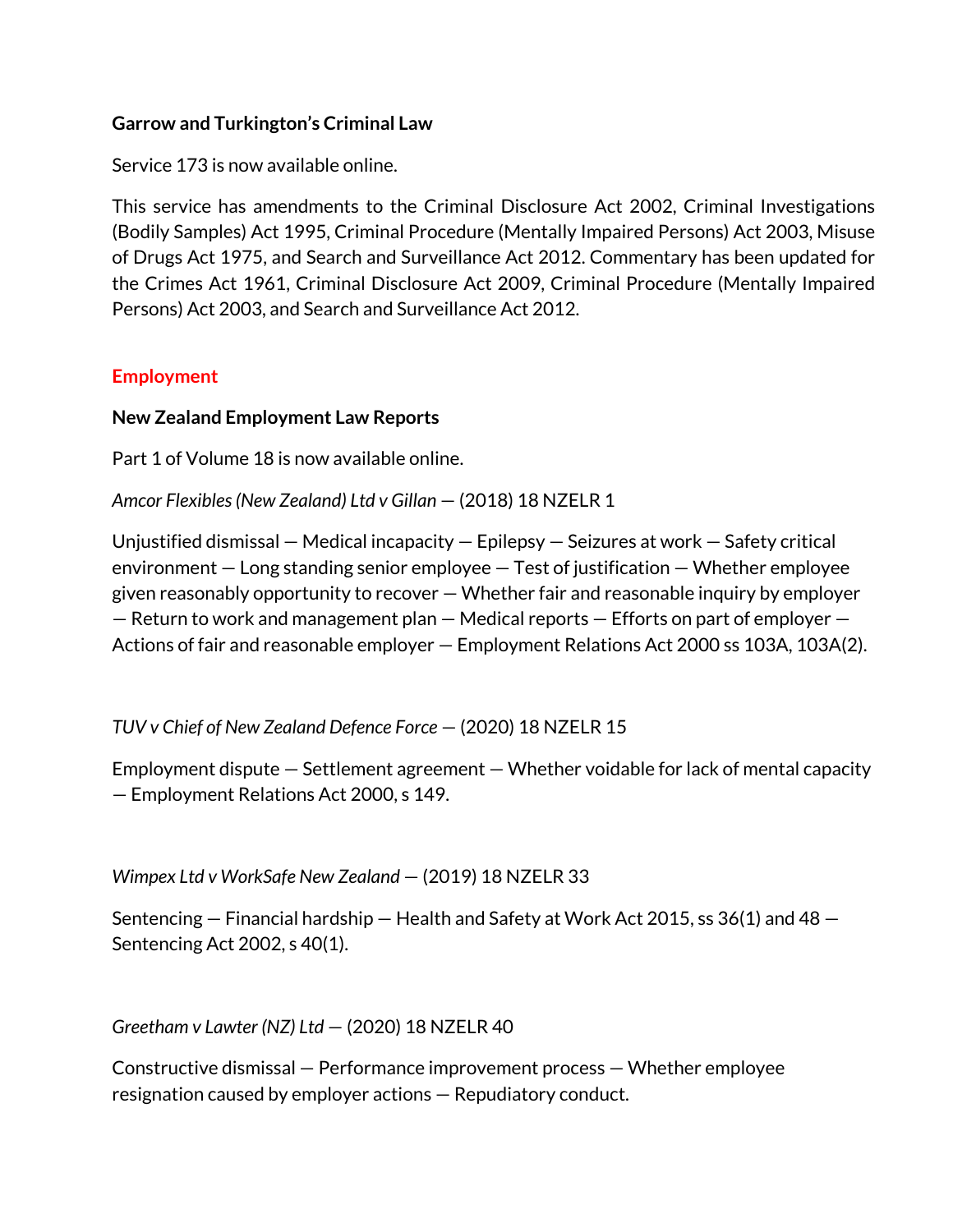**Garrow and Turkington's Criminal Law**

Service 173 is now available online.

This service has amendments to the Criminal Disclosure Act 2002, Criminal Investigations (Bodily Samples) Act 1995, Criminal Procedure (Mentally Impaired Persons) Act 2003, Misuse of Drugs Act 1975, and Search and Surveillance Act 2012. Commentary has been updated for the Crimes Act 1961, Criminal Disclosure Act 2009, Criminal Procedure (Mentally Impaired Persons) Act 2003, and Search and Surveillance Act 2012.

## Employment

**New Zealand Employment Law Reports**

Part 1 of Volume 18 is now available online.

*Amcor Flexibles (New Zealand) Ltd v Gillan* — (2018) 18 NZELR 1

Unjustified dismissal — Medical incapacity — Epilepsy — Seizures at work — Safety critical environment — Long standing senior employee — Test of justification — Whether employee given reasonably opportunity to recover — Whether fair and reasonable inquiry by employer — Return to work and management plan — Medical reports — Efforts on part of employer — Actions of fair and reasonable employer — Employment Relations Act 2000 ss 103A, 103A(2).

*TUV v Chief of New Zealand Defence Force* — (2020) 18 NZELR 15

Employment dispute — Settlement agreement — Whether voidable for lack of mental capacity — Employment Relations Act 2000, s 149.

*Wimpex Ltd v WorkSafe New Zealand* — (2019) 18 NZELR 33

Sentencing — Financial hardship — Health and Safety at Work Act 2015, ss 36(1) and 48 — Sentencing Act 2002, s 40(1).

*Greetham v Lawter (NZ) Ltd* — (2020) 18 NZELR 40

Constructive dismissal — Performance improvement process — Whether employee resignation caused by employer actions — Repudiatory conduct.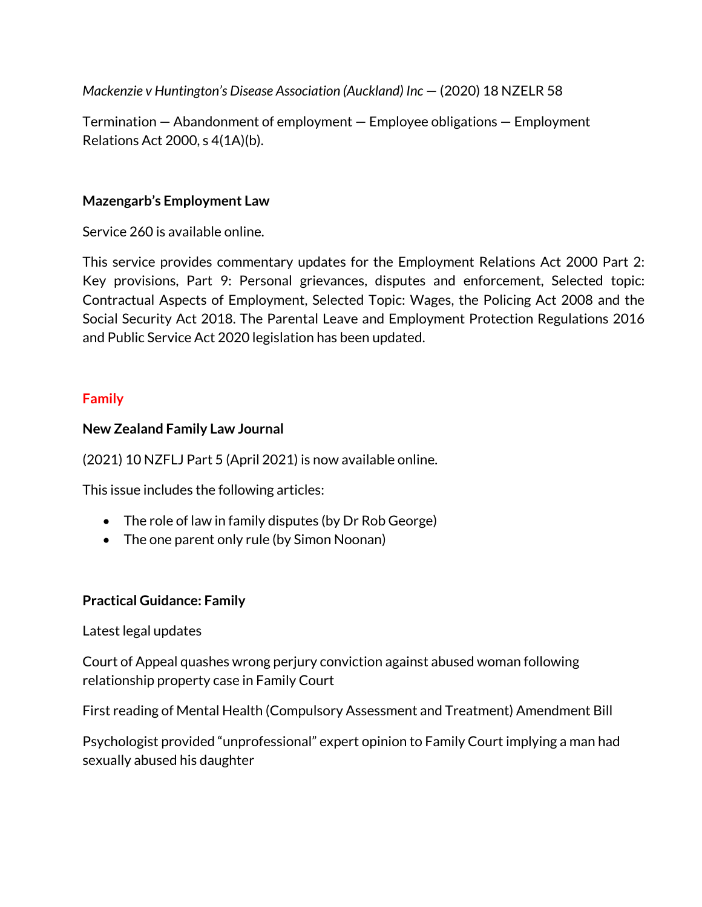*Mackenzie v Huntington's Disease Association (Auckland) Inc* — (2020) 18 NZELR 58

Termination — Abandonment of employment — Employee obligations — Employment Relations Act 2000, s 4(1A)(b).

**Mazengarb's Employment Law**

Service 260 is available online.

This service provides commentary updates for the Employment Relations Act 2000 Part 2: Key provisions, Part 9: Personal grievances, disputes and enforcement, Selected topic: Contractual Aspects of Employment, Selected Topic: Wages, the Policing Act 2008 and the Social Security Act 2018. The Parental Leave and Employment Protection Regulations 2016 and Public Service Act 2020 legislation has been updated.

## Family

**New Zealand Family Law Journal**

(2021) 10 NZFLJ Part 5 (April 2021) is now available online.

This issue includes the following articles:

- The role of law in family disputes (by Dr Rob George)
- The one parent only rule (by Simon Noonan)

**Practical Guidance: Family**

Latest legal updates

Court of Appeal quashes wrong perjury conviction against abused woman following relationship property case in Family Court

First reading of Mental Health (Compulsory Assessment and Treatment) Amendment Bill

Psychologist provided "unprofessional" expert opinion to Family Court implying a man had sexually abused his daughter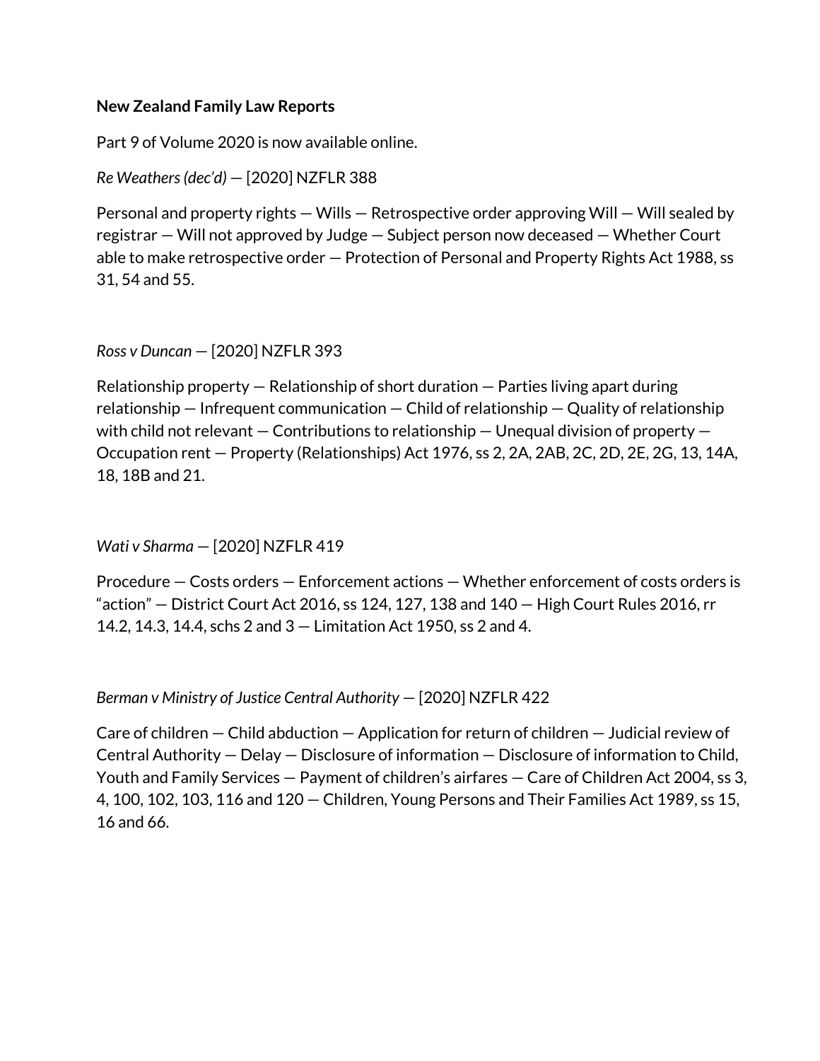**New Zealand Family Law Reports**

Part 9 of Volume 2020 is now available online.

*Re Weathers (dec'd)* — [2020] NZFLR 388

Personal and property rights — Wills — Retrospective order approving Will — Will sealed by registrar — Will not approved by Judge — Subject person now deceased — Whether Court able to make retrospective order — Protection of Personal and Property Rights Act 1988, ss 31, 54 and 55.

*Ross v Duncan* — [2020] NZFLR 393

Relationship property — Relationship of short duration — Parties living apart during relationship — Infrequent communication — Child of relationship — Quality of relationship with child not relevant — Contributions to relationship — Unequal division of property — Occupation rent — Property (Relationships) Act 1976, ss 2, 2A, 2AB, 2C, 2D, 2E, 2G, 13, 14A, 18, 18B and 21.

*Wati v Sharma* — [2020] NZFLR 419

Procedure — Costs orders — Enforcement actions — Whether enforcement of costs orders is "action" — District Court Act 2016, ss 124, 127, 138 and 140 — High Court Rules 2016, rr 14.2, 14.3, 14.4, schs 2 and 3 — Limitation Act 1950, ss 2 and 4.

*Berman v Ministry of Justice Central Authority* — [2020] NZFLR 422

Care of children — Child abduction — Application for return of children — Judicial review of Central Authority — Delay — Disclosure of information — Disclosure of information to Child, Youth and Family Services — Payment of children's airfares — Care of Children Act 2004, ss 3, 4, 100, 102, 103, 116 and 120 — Children, Young Persons and Their Families Act 1989, ss 15, 16 and 66.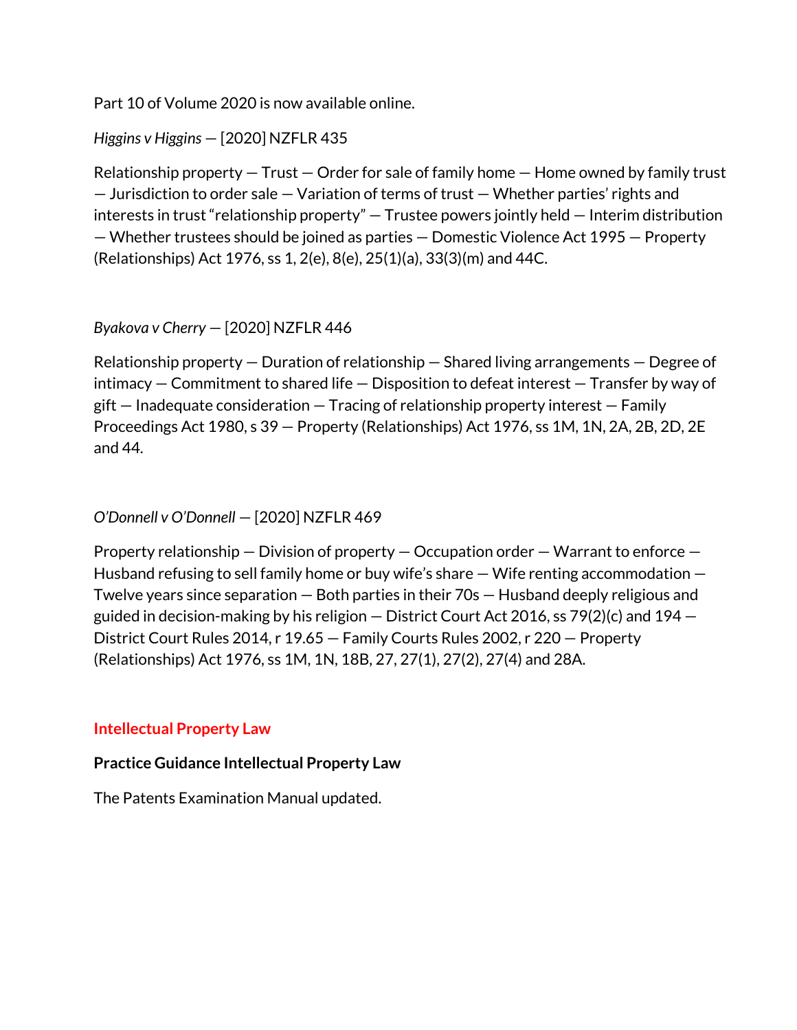Part 10 of Volume 2020 is now available online.

*Higgins v Higgins* — [2020] NZFLR 435

Relationship property — Trust — Order for sale of family home — Home owned by family trust — Jurisdiction to order sale — Variation of terms of trust — Whether parties' rights and interests in trust "relationship property" — Trustee powers jointly held — Interim distribution — Whether trustees should be joined as parties — Domestic Violence Act 1995 — Property (Relationships) Act 1976, ss 1, 2(e), 8(e), 25(1)(a), 33(3)(m) and 44C.

*Byakova v Cherry* — [2020] NZFLR 446

Relationship property — Duration of relationship — Shared living arrangements — Degree of intimacy — Commitment to shared life — Disposition to defeat interest — Transfer by way of gift — Inadequate consideration — Tracing of relationship property interest — Family Proceedings Act 1980, s 39 — Property (Relationships) Act 1976, ss 1M, 1N, 2A, 2B, 2D, 2E and 44.

*O'Donnell v O'Donnell* — [2020] NZFLR 469

Property relationship — Division of property — Occupation order — Warrant to enforce — Husband refusing to sell family home or buy wife's share — Wife renting accommodation — Twelve years since separation — Both parties in their 70s — Husband deeply religious and guided in decision-making by his religion — District Court Act 2016, ss 79(2)(c) and 194 — District Court Rules 2014, r 19.65 — Family Courts Rules 2002, r 220 — Property (Relationships) Act 1976, ss 1M, 1N, 18B, 27, 27(1), 27(2), 27(4) and 28A.

## Intellectual Property Law

**Practice Guidance Intellectual Property Law**

The Patents Examination Manual updated.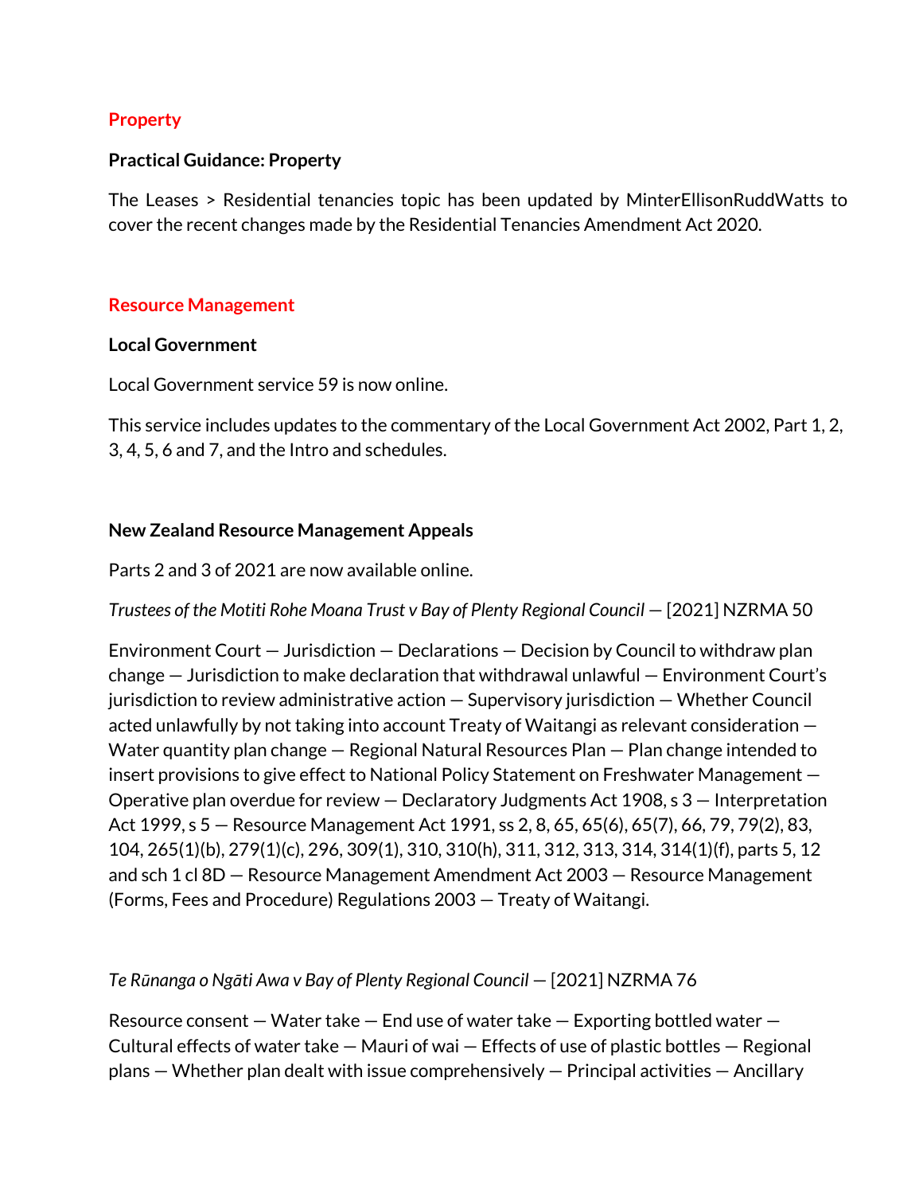## Property

### Practical Guidance: Property

The Leases > Residential tenancies topic has been updated by MinterEllisonRuddWatts to cover the recent changes made by the Residential Tenancies Amendment Act 2020.

## Resource Management

### Local Government

Local Government service 59 is now online.

This service includes updates to the commentary of the Local Government Act 2002, Part 1, 2, 3, 4, 5, 6 and 7, and the Intro and schedules.

### New Zealand Resource Management Appeals

Parts 2 and 3 of 2021 are now available online.

*Trustees of the Motiti Rohe Moana Trust v Bay of Plenty Regional Council* — [2021] NZRMA 50

Environment Court — Jurisdiction — Declarations — Decision by Council to withdraw plan change — Jurisdiction to make declaration that withdrawal unlawful — Environment Court's jurisdiction to review administrative action — Supervisory jurisdiction — Whether Council acted unlawfully by not taking into account Treaty of Waitangi as relevant consideration — Water quantity plan change — Regional Natural Resources Plan — Plan change intended to insert provisions to give effect to National Policy Statement on Freshwater Management — Operative plan overdue for review — Declaratory Judgments Act 1908, s 3 — Interpretation Act 1999, s 5 — Resource Management Act 1991, ss 2, 8, 65, 65(6), 65(7), 66, 79, 79(2), 83, 104, 265(1)(b), 279(1)(c), 296, 309(1), 310, 310(h), 311, 312, 313, 314, 314(1)(f), parts 5, 12 and sch 1 cl 8D — Resource Management Amendment Act 2003 — Resource Management (Forms, Fees and Procedure) Regulations 2003 — Treaty of Waitangi.

*Te Rūnanga o Ngāti Awa v Bay of Plenty Regional Council* — [2021] NZRMA 76

Resource consent — Water take — End use of water take — Exporting bottled water — Cultural effects of water take — Mauri of wai — Effects of use of plastic bottles — Regional plans — Whether plan dealt with issue comprehensively — Principal activities — Ancillary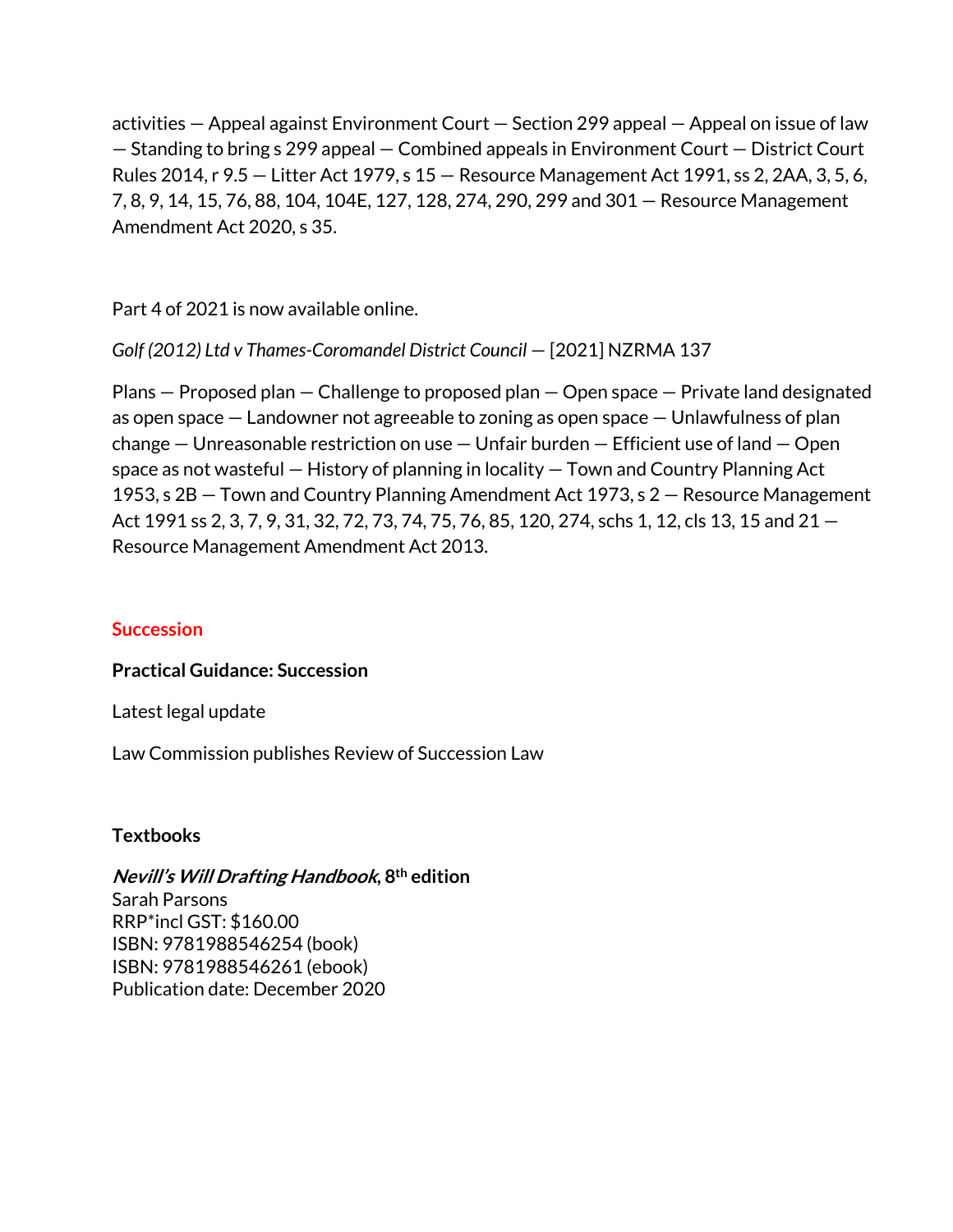activities — Appeal against Environment Court — Section 299 appeal — Appeal on issue of law — Standing to bring s 299 appeal — Combined appeals in Environment Court — District Court Rules 2014, r 9.5 — Litter Act 1979, s 15 — Resource Management Act 1991, ss 2, 2AA, 3, 5, 6, 7, 8, 9, 14, 15, 76, 88, 104, 104E, 127, 128, 274, 290, 299 and 301 — Resource Management Amendment Act 2020, s 35.

Part 4 of 2021 is now available online.

*Golf (2012) Ltd v Thames-Coromandel District Council* — [2021] NZRMA 137

Plans — Proposed plan — Challenge to proposed plan — Open space — Private land designated as open space — Landowner not agreeable to zoning as open space — Unlawfulness of plan change — Unreasonable restriction on use — Unfair burden — Efficient use of land — Open space as not wasteful — History of planning in locality — Town and Country Planning Act 1953, s 2B — Town and Country Planning Amendment Act 1973, s 2 — Resource Management Act 1991 ss 2, 3, 7, 9, 31, 32, 72, 73, 74, 75, 76, 85, 120, 274, schs 1, 12, cls 13, 15 and 21 — Resource Management Amendment Act 2013.

## Succession

**Practical Guidance: Succession**

Latest legal update

Law Commission publishes Review of Succession Law

**Textbooks**

***Nevill's Will Drafting Handbook*, 8th edition**
Sarah Parsons
RRP*incl GST: $160.00
ISBN: 9781988546254 (book)
ISBN: 9781988546261 (ebook)
Publication date: December 2020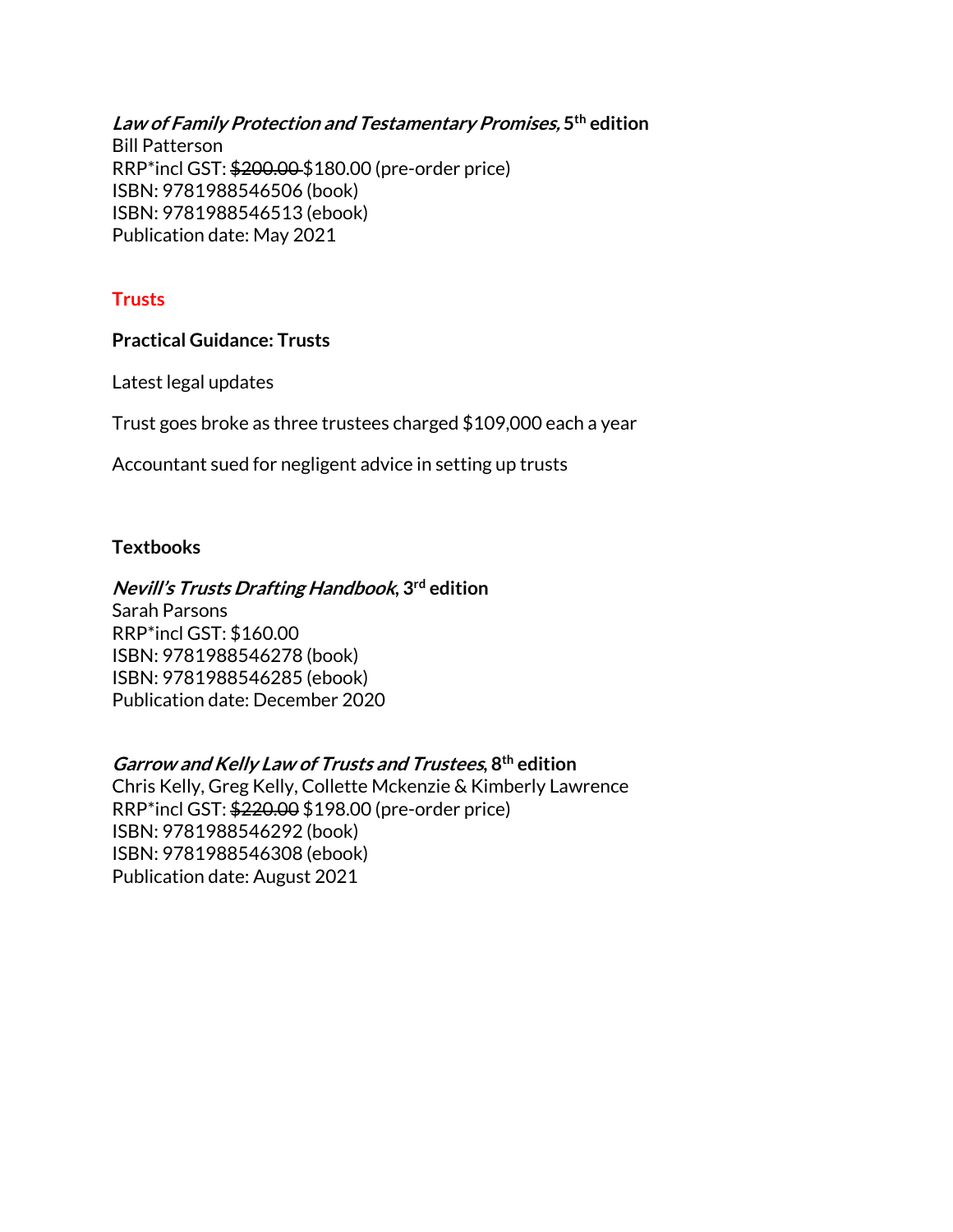***Law of Family Protection and Testamentary Promises*, 5th edition**
Bill Patterson
RRP*incl GST: ~~$200.00~~ $180.00 (pre-order price)
ISBN: 9781988546506 (book)
ISBN: 9781988546513 (ebook)
Publication date: May 2021

## Trusts

### Practical Guidance: Trusts

Latest legal updates

Trust goes broke as three trustees charged $109,000 each a year

Accountant sued for negligent advice in setting up trusts

### Textbooks

***Nevill's Trusts Drafting Handbook*, 3rd edition**
Sarah Parsons
RRP*incl GST: $160.00
ISBN: 9781988546278 (book)
ISBN: 9781988546285 (ebook)
Publication date: December 2020

***Garrow and Kelly Law of Trusts and Trustees*, 8th edition**
Chris Kelly, Greg Kelly, Collette Mckenzie & Kimberly Lawrence
RRP*incl GST: ~~$220.00~~ $198.00 (pre-order price)
ISBN: 9781988546292 (book)
ISBN: 9781988546308 (ebook)
Publication date: August 2021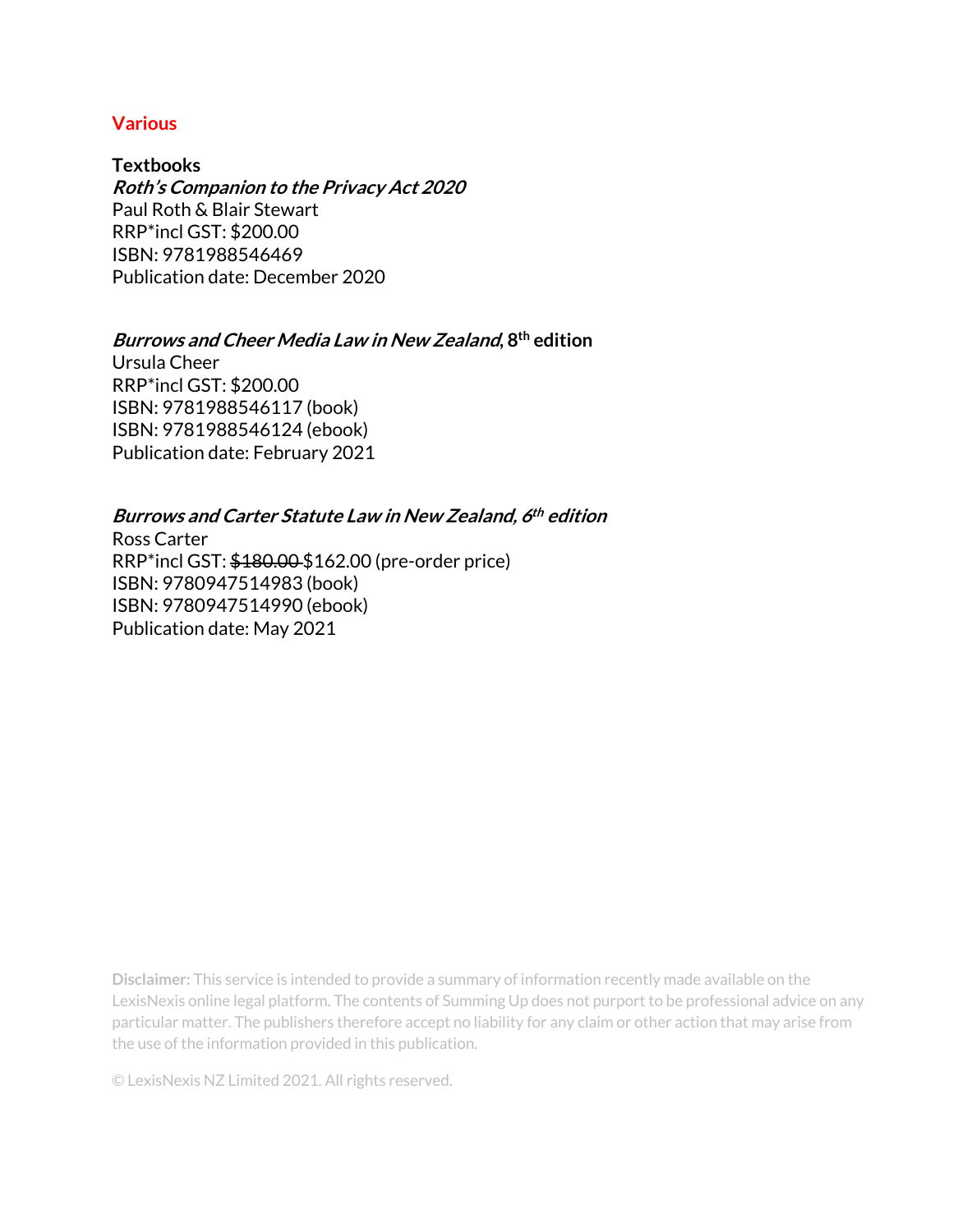## Various

**Textbooks**

***Roth's Companion to the Privacy Act 2020***
Paul Roth & Blair Stewart
RRP*incl GST: $200.00
ISBN: 9781988546469
Publication date: December 2020

***Burrows and Cheer Media Law in New Zealand*, 8th edition**
Ursula Cheer
RRP*incl GST: $200.00
ISBN: 9781988546117 (book)
ISBN: 9781988546124 (ebook)
Publication date: February 2021

***Burrows and Carter Statute Law in New Zealand, 6th edition***
Ross Carter
RRP*incl GST: ~~$180.00~~ $162.00 (pre-order price)
ISBN: 9780947514983 (book)
ISBN: 9780947514990 (ebook)
Publication date: May 2021

**Disclaimer:** This service is intended to provide a summary of information recently made available on the LexisNexis online legal platform. The contents of Summing Up does not purport to be professional advice on any particular matter. The publishers therefore accept no liability for any claim or other action that may arise from the use of the information provided in this publication.

© LexisNexis NZ Limited 2021. All rights reserved.